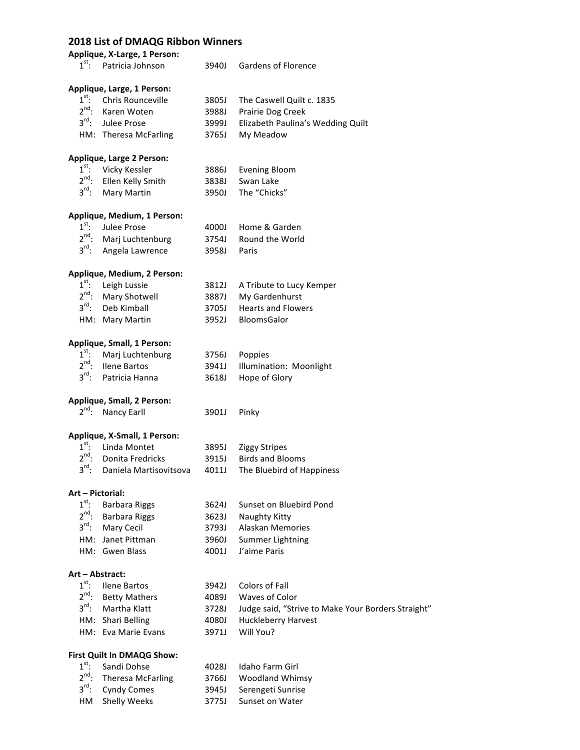## 2018 List of DMAQG Ribbon Winners

**Applique, X-Large, 1 Person:**

| | | | |
|---|---|---|---|
| 1st: | Patricia Johnson | 3940J | Gardens of Florence |

**Applique, Large, 1 Person:**

| | | | |
|---|---|---|---|
| 1st: | Chris Rounceville | 3805J | The Caswell Quilt c. 1835 |
| 2nd: | Karen Woten | 3988J | Prairie Dog Creek |
| 3rd: | Julee Prose | 3999J | Elizabeth Paulina's Wedding Quilt |
| HM: | Theresa McFarling | 3765J | My Meadow |

**Applique, Large 2 Person:**

| | | | |
|---|---|---|---|
| 1st: | Vicky Kessler | 3886J | Evening Bloom |
| 2nd: | Ellen Kelly Smith | 3838J | Swan Lake |
| 3rd: | Mary Martin | 3950J | The "Chicks" |

**Applique, Medium, 1 Person:**

| | | | |
|---|---|---|---|
| 1st: | Julee Prose | 4000J | Home & Garden |
| 2nd: | Marj Luchtenburg | 3754J | Round the World |
| 3rd: | Angela Lawrence | 3958J | Paris |

**Applique, Medium, 2 Person:**

| | | | |
|---|---|---|---|
| 1st: | Leigh Lussie | 3812J | A Tribute to Lucy Kemper |
| 2nd: | Mary Shotwell | 3887J | My Gardenhurst |
| 3rd: | Deb Kimball | 3705J | Hearts and Flowers |
| HM: | Mary Martin | 3952J | BloomsGalor |

**Applique, Small, 1 Person:**

| | | | |
|---|---|---|---|
| 1st: | Marj Luchtenburg | 3756J | Poppies |
| 2nd: | Ilene Bartos | 3941J | Illumination: Moonlight |
| 3rd: | Patricia Hanna | 3618J | Hope of Glory |

**Applique, Small, 2 Person:**

| | | | |
|---|---|---|---|
| 2nd: | Nancy Earll | 3901J | Pinky |

**Applique, X-Small, 1 Person:**

| | | | |
|---|---|---|---|
| 1st: | Linda Montet | 3895J | Ziggy Stripes |
| 2nd: | Donita Fredricks | 3915J | Birds and Blooms |
| 3rd: | Daniela Martisovitsova | 4011J | The Bluebird of Happiness |

**Art – Pictorial:**

| | | | |
|---|---|---|---|
| 1st: | Barbara Riggs | 3624J | Sunset on Bluebird Pond |
| 2nd: | Barbara Riggs | 3623J | Naughty Kitty |
| 3rd: | Mary Cecil | 3793J | Alaskan Memories |
| HM: | Janet Pittman | 3960J | Summer Lightning |
| HM: | Gwen Blass | 4001J | J'aime Paris |

**Art – Abstract:**

| | | | |
|---|---|---|---|
| 1st: | Ilene Bartos | 3942J | Colors of Fall |
| 2nd: | Betty Mathers | 4089J | Waves of Color |
| 3rd: | Martha Klatt | 3728J | Judge said, "Strive to Make Your Borders Straight" |
| HM: | Shari Belling | 4080J | Huckleberry Harvest |
| HM: | Eva Marie Evans | 3971J | Will You? |

**First Quilt In DMAQG Show:**

| | | | |
|---|---|---|---|
| 1st: | Sandi Dohse | 4028J | Idaho Farm Girl |
| 2nd: | Theresa McFarling | 3766J | Woodland Whimsy |
| 3rd: | Cyndy Comes | 3945J | Serengeti Sunrise |
| HM | Shelly Weeks | 3775J | Sunset on Water |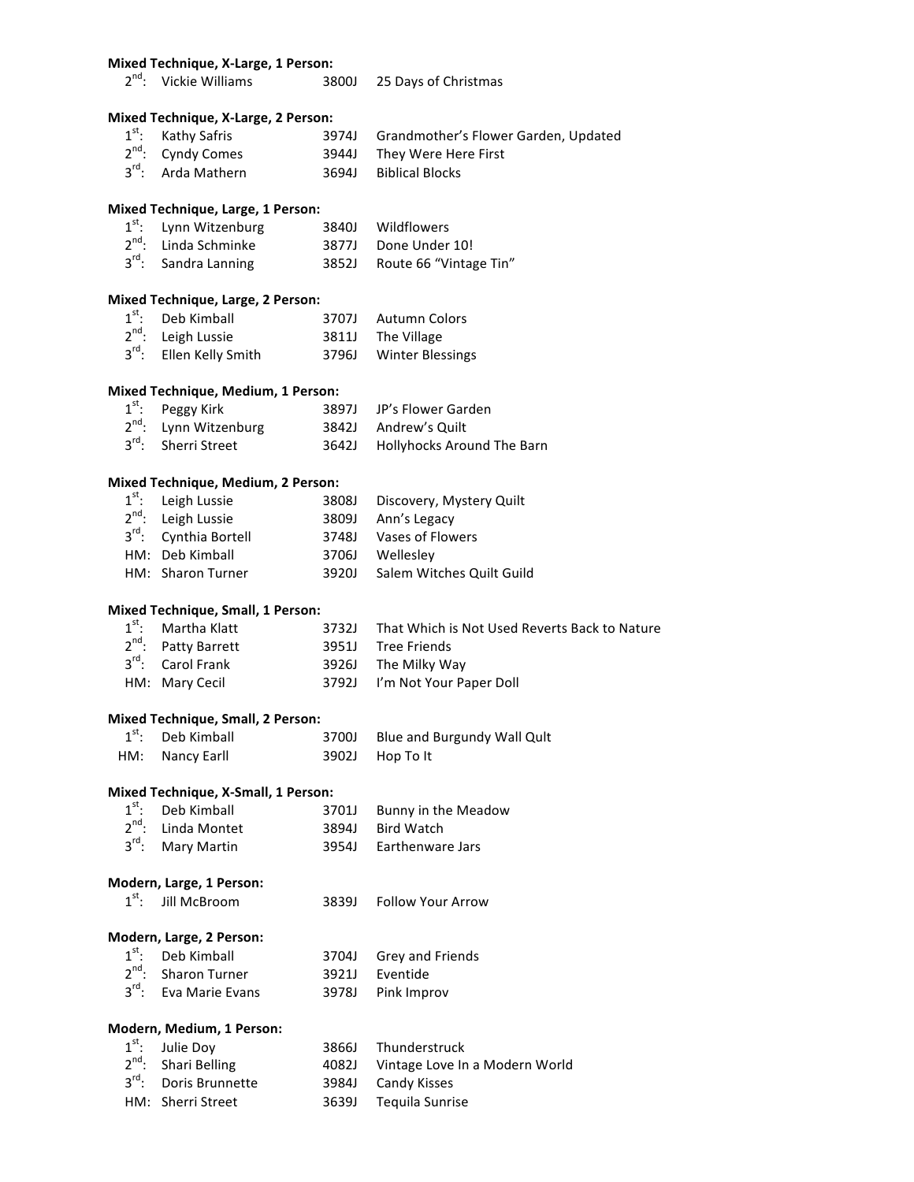**Mixed Technique, X-Large, 1 Person:**

| | | | |
|---|---|---|---|
| 2nd: | Vickie Williams | 3800J | 25 Days of Christmas |

**Mixed Technique, X-Large, 2 Person:**

| | | | |
|---|---|---|---|
| 1st: | Kathy Safris | 3974J | Grandmother's Flower Garden, Updated |
| 2nd: | Cyndy Comes | 3944J | They Were Here First |
| 3rd: | Arda Mathern | 3694J | Biblical Blocks |

**Mixed Technique, Large, 1 Person:**

| | | | |
|---|---|---|---|
| 1st: | Lynn Witzenburg | 3840J | Wildflowers |
| 2nd: | Linda Schminke | 3877J | Done Under 10! |
| 3rd: | Sandra Lanning | 3852J | Route 66 "Vintage Tin" |

**Mixed Technique, Large, 2 Person:**

| | | | |
|---|---|---|---|
| 1st: | Deb Kimball | 3707J | Autumn Colors |
| 2nd: | Leigh Lussie | 3811J | The Village |
| 3rd: | Ellen Kelly Smith | 3796J | Winter Blessings |

**Mixed Technique, Medium, 1 Person:**

| | | | |
|---|---|---|---|
| 1st: | Peggy Kirk | 3897J | JP's Flower Garden |
| 2nd: | Lynn Witzenburg | 3842J | Andrew's Quilt |
| 3rd: | Sherri Street | 3642J | Hollyhocks Around The Barn |

**Mixed Technique, Medium, 2 Person:**

| | | | |
|---|---|---|---|
| 1st: | Leigh Lussie | 3808J | Discovery, Mystery Quilt |
| 2nd: | Leigh Lussie | 3809J | Ann's Legacy |
| 3rd: | Cynthia Bortell | 3748J | Vases of Flowers |
| HM: | Deb Kimball | 3706J | Wellesley |
| HM: | Sharon Turner | 3920J | Salem Witches Quilt Guild |

**Mixed Technique, Small, 1 Person:**

| | | | |
|---|---|---|---|
| 1st: | Martha Klatt | 3732J | That Which is Not Used Reverts Back to Nature |
| 2nd: | Patty Barrett | 3951J | Tree Friends |
| 3rd: | Carol Frank | 3926J | The Milky Way |
| HM: | Mary Cecil | 3792J | I'm Not Your Paper Doll |

**Mixed Technique, Small, 2 Person:**

| | | | |
|---|---|---|---|
| 1st: | Deb Kimball | 3700J | Blue and Burgundy Wall Qult |
| HM: | Nancy Earll | 3902J | Hop To It |

**Mixed Technique, X-Small, 1 Person:**

| | | | |
|---|---|---|---|
| 1st: | Deb Kimball | 3701J | Bunny in the Meadow |
| 2nd: | Linda Montet | 3894J | Bird Watch |
| 3rd: | Mary Martin | 3954J | Earthenware Jars |

**Modern, Large, 1 Person:**

| | | | |
|---|---|---|---|
| 1st: | Jill McBroom | 3839J | Follow Your Arrow |

**Modern, Large, 2 Person:**

| | | | |
|---|---|---|---|
| 1st: | Deb Kimball | 3704J | Grey and Friends |
| 2nd: | Sharon Turner | 3921J | Eventide |
| 3rd: | Eva Marie Evans | 3978J | Pink Improv |

**Modern, Medium, 1 Person:**

| | | | |
|---|---|---|---|
| 1st: | Julie Doy | 3866J | Thunderstruck |
| 2nd: | Shari Belling | 4082J | Vintage Love In a Modern World |
| 3rd: | Doris Brunnette | 3984J | Candy Kisses |
| HM: | Sherri Street | 3639J | Tequila Sunrise |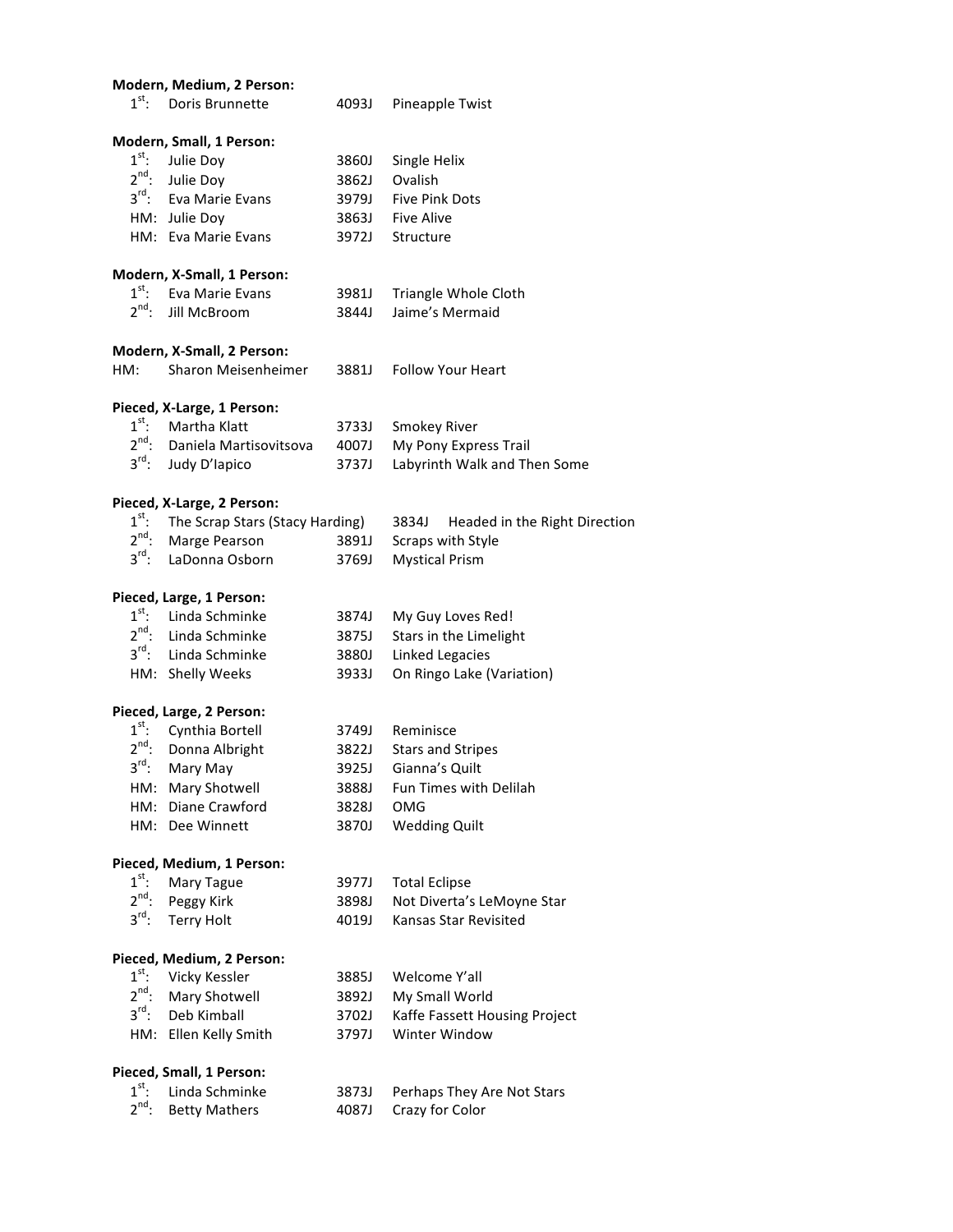**Modern, Medium, 2 Person:**

| | | | |
|---|---|---|---|
| 1st: | Doris Brunnette | 4093J | Pineapple Twist |

**Modern, Small, 1 Person:**

| | | | |
|---|---|---|---|
| 1st: | Julie Doy | 3860J | Single Helix |
| 2nd: | Julie Doy | 3862J | Ovalish |
| 3rd: | Eva Marie Evans | 3979J | Five Pink Dots |
| HM: | Julie Doy | 3863J | Five Alive |
| HM: | Eva Marie Evans | 3972J | Structure |

**Modern, X-Small, 1 Person:**

| | | | |
|---|---|---|---|
| 1st: | Eva Marie Evans | 3981J | Triangle Whole Cloth |
| 2nd: | Jill McBroom | 3844J | Jaime's Mermaid |

**Modern, X-Small, 2 Person:**

| | | | |
|---|---|---|---|
| HM: | Sharon Meisenheimer | 3881J | Follow Your Heart |

**Pieced, X-Large, 1 Person:**

| | | | |
|---|---|---|---|
| 1st: | Martha Klatt | 3733J | Smokey River |
| 2nd: | Daniela Martisovitsova | 4007J | My Pony Express Trail |
| 3rd: | Judy D'Iapico | 3737J | Labyrinth Walk and Then Some |

**Pieced, X-Large, 2 Person:**

| | | | |
|---|---|---|---|
| 1st: | The Scrap Stars (Stacy Harding) | 3834J | Headed in the Right Direction |
| 2nd: | Marge Pearson | 3891J | Scraps with Style |
| 3rd: | LaDonna Osborn | 3769J | Mystical Prism |

**Pieced, Large, 1 Person:**

| | | | |
|---|---|---|---|
| 1st: | Linda Schminke | 3874J | My Guy Loves Red! |
| 2nd: | Linda Schminke | 3875J | Stars in the Limelight |
| 3rd: | Linda Schminke | 3880J | Linked Legacies |
| HM: | Shelly Weeks | 3933J | On Ringo Lake (Variation) |

**Pieced, Large, 2 Person:**

| | | | |
|---|---|---|---|
| 1st: | Cynthia Bortell | 3749J | Reminisce |
| 2nd: | Donna Albright | 3822J | Stars and Stripes |
| 3rd: | Mary May | 3925J | Gianna's Quilt |
| HM: | Mary Shotwell | 3888J | Fun Times with Delilah |
| HM: | Diane Crawford | 3828J | OMG |
| HM: | Dee Winnett | 3870J | Wedding Quilt |

**Pieced, Medium, 1 Person:**

| | | | |
|---|---|---|---|
| 1st: | Mary Tague | 3977J | Total Eclipse |
| 2nd: | Peggy Kirk | 3898J | Not Diverta's LeMoyne Star |
| 3rd: | Terry Holt | 4019J | Kansas Star Revisited |

**Pieced, Medium, 2 Person:**

| | | | |
|---|---|---|---|
| 1st: | Vicky Kessler | 3885J | Welcome Y'all |
| 2nd: | Mary Shotwell | 3892J | My Small World |
| 3rd: | Deb Kimball | 3702J | Kaffe Fassett Housing Project |
| HM: | Ellen Kelly Smith | 3797J | Winter Window |

**Pieced, Small, 1 Person:**

| | | | |
|---|---|---|---|
| 1st: | Linda Schminke | 3873J | Perhaps They Are Not Stars |
| 2nd: | Betty Mathers | 4087J | Crazy for Color |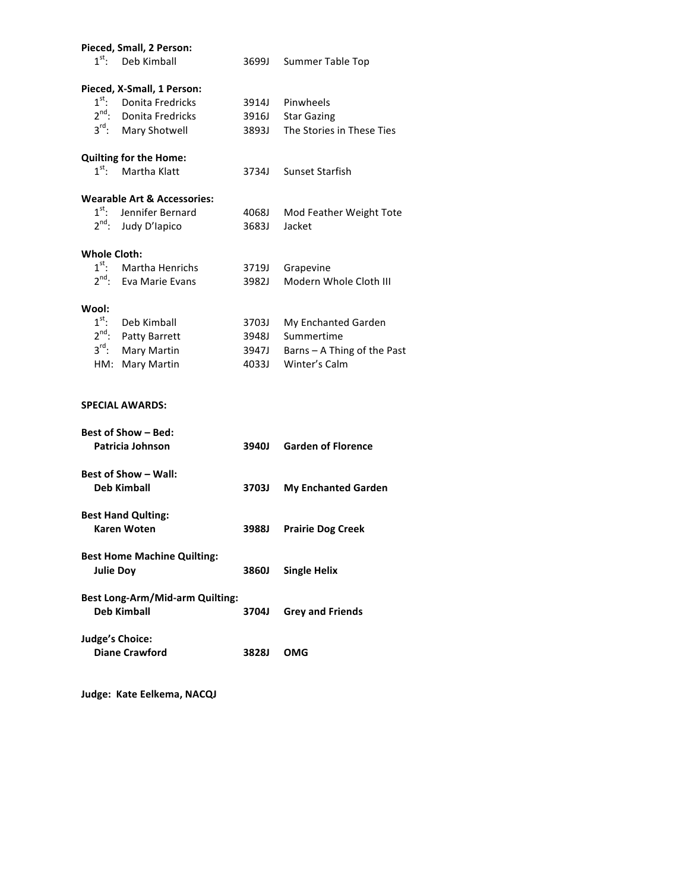**Pieced, Small, 2 Person:**

| | | | |
|---|---|---|---|
| 1st: | Deb Kimball | 3699J | Summer Table Top |

**Pieced, X-Small, 1 Person:**

| | | | |
|---|---|---|---|
| 1st: | Donita Fredricks | 3914J | Pinwheels |
| 2nd: | Donita Fredricks | 3916J | Star Gazing |
| 3rd: | Mary Shotwell | 3893J | The Stories in These Ties |

**Quilting for the Home:**

| | | | |
|---|---|---|---|
| 1st: | Martha Klatt | 3734J | Sunset Starfish |

**Wearable Art & Accessories:**

| | | | |
|---|---|---|---|
| 1st: | Jennifer Bernard | 4068J | Mod Feather Weight Tote |
| 2nd: | Judy D'lapico | 3683J | Jacket |

**Whole Cloth:**

| | | | |
|---|---|---|---|
| 1st: | Martha Henrichs | 3719J | Grapevine |
| 2nd: | Eva Marie Evans | 3982J | Modern Whole Cloth III |

**Wool:**

| | | | |
|---|---|---|---|
| 1st: | Deb Kimball | 3703J | My Enchanted Garden |
| 2nd: | Patty Barrett | 3948J | Summertime |
| 3rd: | Mary Martin | 3947J | Barns – A Thing of the Past |
| HM: | Mary Martin | 4033J | Winter's Calm |

**SPECIAL AWARDS:**

**Best of Show – Bed:**
**Patricia Johnson** **3940J** **Garden of Florence**

**Best of Show – Wall:**
**Deb Kimball** **3703J** **My Enchanted Garden**

**Best Hand Qulting:**
**Karen Woten** **3988J** **Prairie Dog Creek**

**Best Home Machine Quilting:**
**Julie Doy** **3860J** **Single Helix**

**Best Long-Arm/Mid-arm Quilting:**
**Deb Kimball** **3704J** **Grey and Friends**

**Judge's Choice:**
**Diane Crawford** **3828J** **OMG**

**Judge: Kate Eelkema, NACQJ**